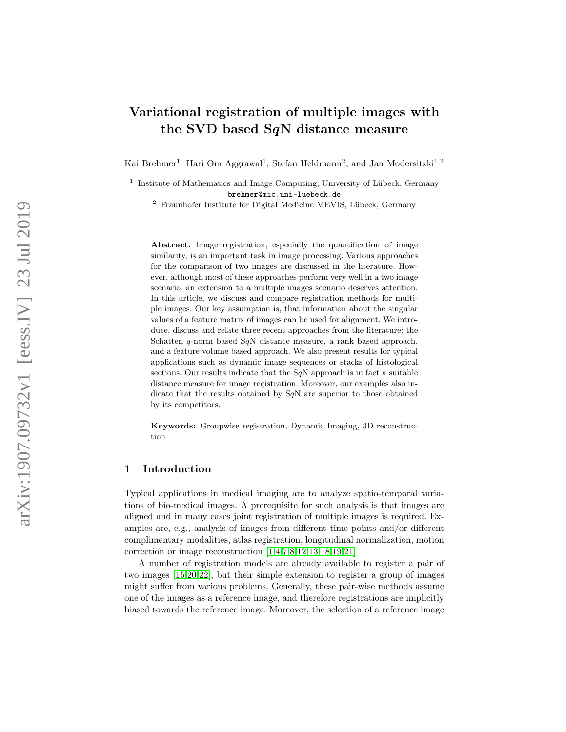# Variational registration of multiple images with the SVD based S$q$N distance measure

Kai Brehmer[1], Hari Om Aggrawal[1], Stefan Heldmann[2], and Jan Modersitzki[1,2]

[1] Institute of Mathematics and Image Computing, University of Lübeck, Germany
brehmer@mic.uni-luebeck.de

[2] Fraunhofer Institute for Digital Medicine MEVIS, Lübeck, Germany

**Abstract.** Image registration, especially the quantification of image similarity, is an important task in image processing. Various approaches for the comparison of two images are discussed in the literature. However, although most of these approaches perform very well in a two image scenario, an extension to a multiple images scenario deserves attention. In this article, we discuss and compare registration methods for multiple images. Our key assumption is, that information about the singular values of a feature matrix of images can be used for alignment. We introduce, discuss and relate three recent approaches from the literature: the Schatten $q$-norm based S$q$N distance measure, a rank based approach, and a feature volume based approach. We also present results for typical applications such as dynamic image sequences or stacks of histological sections. Our results indicate that the S$q$N approach is in fact a suitable distance measure for image registration. Moreover, our examples also indicate that the results obtained by S$q$N are superior to those obtained by its competitors.

**Keywords:** Groupwise registration, Dynamic Imaging, 3D reconstruction

## 1 Introduction

Typical applications in medical imaging are to analyze spatio-temporal variations of bio-medical images. A prerequisite for such analysis is that images are aligned and in many cases joint registration of multiple images is required. Examples are, e.g., analysis of images from different time points and/or different complimentary modalities, atlas registration, longitudinal normalization, motion correction or image reconstruction [1,4,7,8,12,13,18,19,21].

A number of registration models are already available to register a pair of two images [15,20,22], but their simple extension to register a group of images might suffer from various problems. Generally, these pair-wise methods assume one of the images as a reference image, and therefore registrations are implicitly biased towards the reference image. Moreover, the selection of a reference image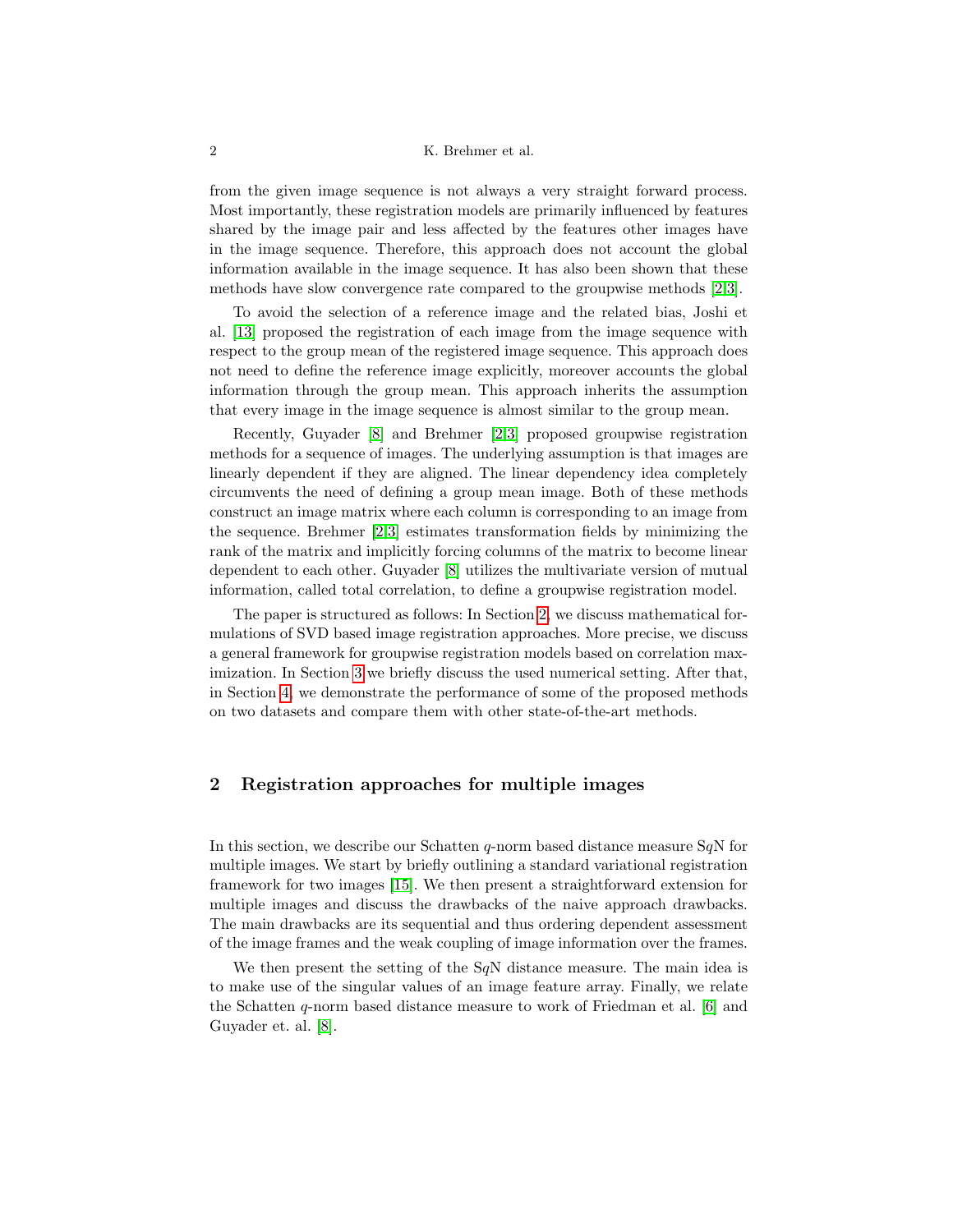from the given image sequence is not always a very straight forward process. Most importantly, these registration models are primarily influenced by features shared by the image pair and less affected by the features other images have in the image sequence. Therefore, this approach does not account the global information available in the image sequence. It has also been shown that these methods have slow convergence rate compared to the groupwise methods [2,3].

To avoid the selection of a reference image and the related bias, Joshi et al. [13] proposed the registration of each image from the image sequence with respect to the group mean of the registered image sequence. This approach does not need to define the reference image explicitly, moreover accounts the global information through the group mean. This approach inherits the assumption that every image in the image sequence is almost similar to the group mean.

Recently, Guyader [8] and Brehmer [2,3] proposed groupwise registration methods for a sequence of images. The underlying assumption is that images are linearly dependent if they are aligned. The linear dependency idea completely circumvents the need of defining a group mean image. Both of these methods construct an image matrix where each column is corresponding to an image from the sequence. Brehmer [2,3] estimates transformation fields by minimizing the rank of the matrix and implicitly forcing columns of the matrix to become linear dependent to each other. Guyader [8] utilizes the multivariate version of mutual information, called total correlation, to define a groupwise registration model.

The paper is structured as follows: In Section 2, we discuss mathematical formulations of SVD based image registration approaches. More precise, we discuss a general framework for groupwise registration models based on correlation maximization. In Section 3 we briefly discuss the used numerical setting. After that, in Section 4, we demonstrate the performance of some of the proposed methods on two datasets and compare them with other state-of-the-art methods.

## 2 Registration approaches for multiple images

In this section, we describe our Schatten $q$-norm based distance measure S$q$N for multiple images. We start by briefly outlining a standard variational registration framework for two images [15]. We then present a straightforward extension for multiple images and discuss the drawbacks of the naive approach drawbacks. The main drawbacks are its sequential and thus ordering dependent assessment of the image frames and the weak coupling of image information over the frames.

We then present the setting of the S$q$N distance measure. The main idea is to make use of the singular values of an image feature array. Finally, we relate the Schatten $q$-norm based distance measure to work of Friedman et al. [6] and Guyader et. al. [8].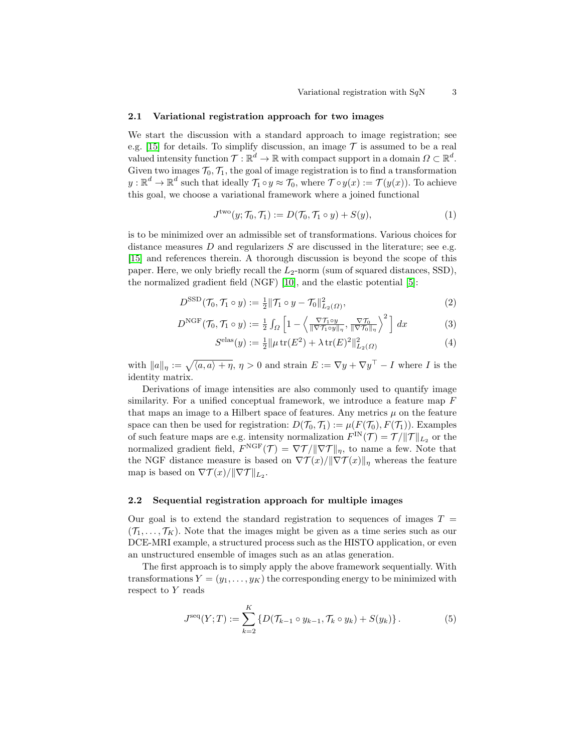### 2.1 Variational registration approach for two images

We start the discussion with a standard approach to image registration; see e.g. [15] for details. To simplify discussion, an image $\mathcal{T}$ is assumed to be a real valued intensity function $\mathcal{T} : \mathbb{R}^d \to \mathbb{R}$ with compact support in a domain $\Omega \subset \mathbb{R}^d$. Given two images $\mathcal{T}_0, \mathcal{T}_1$, the goal of image registration is to find a transformation $y : \mathbb{R}^d \to \mathbb{R}^d$ such that ideally $\mathcal{T}_1 \circ y \approx \mathcal{T}_0$, where $\mathcal{T} \circ y(x) := \mathcal{T}(y(x))$. To achieve this goal, we choose a variational framework where a joined functional

$$J^{\text{two}}(y; \mathcal{T}_0, \mathcal{T}_1) := D(\mathcal{T}_0, \mathcal{T}_1 \circ y) + S(y), \tag{1}$$

is to be minimized over an admissible set of transformations. Various choices for distance measures $D$ and regularizers $S$ are discussed in the literature; see e.g. [15] and references therein. A thorough discussion is beyond the scope of this paper. Here, we only briefly recall the $L_2$-norm (sum of squared distances, SSD), the normalized gradient field (NGF) [10], and the elastic potential [5]:

$$D^{\text{SSD}}(\mathcal{T}_0, \mathcal{T}_1 \circ y) := \tfrac{1}{2} \|\mathcal{T}_1 \circ y - \mathcal{T}_0\|^2_{L_2(\Omega)}, \tag{2}$$

$$D^{\text{NGF}}(\mathcal{T}_0, \mathcal{T}_1 \circ y) := \tfrac{1}{2} \int_\Omega \left[ 1 - \left\langle \tfrac{\nabla \mathcal{T}_1 \circ y}{\|\nabla \mathcal{T}_1 \circ y\|_\eta}, \tfrac{\nabla \mathcal{T}_0}{\|\nabla \mathcal{T}_0\|_\eta} \right\rangle^2 \right] dx \tag{3}$$

$$S^{\text{elas}}(y) := \tfrac{1}{2} \|\mu \operatorname{tr}(E^2) + \lambda \operatorname{tr}(E)^2\|^2_{L_2(\Omega)} \tag{4}$$

with $\|a\|_\eta := \sqrt{\langle a, a \rangle + \eta}$, $\eta > 0$ and strain $E := \nabla y + \nabla y^\top - I$ where $I$ is the identity matrix.

Derivations of image intensities are also commonly used to quantify image similarity. For a unified conceptual framework, we introduce a feature map $F$ that maps an image to a Hilbert space of features. Any metrics $\mu$ on the feature space can then be used for registration: $D(\mathcal{T}_0, \mathcal{T}_1) := \mu(F(\mathcal{T}_0), F(\mathcal{T}_1))$. Examples of such feature maps are e.g. intensity normalization $F^{\text{IN}}(\mathcal{T}) = \mathcal{T}/\|\mathcal{T}\|_{L_2}$ or the normalized gradient field, $F^{\text{NGF}}(\mathcal{T}) = \nabla \mathcal{T}/\|\nabla \mathcal{T}\|_\eta$, to name a few. Note that the NGF distance measure is based on $\nabla \mathcal{T}(x)/\|\nabla \mathcal{T}(x)\|_\eta$ whereas the feature map is based on $\nabla \mathcal{T}(x)/\|\nabla \mathcal{T}\|_{L_2}$.

### 2.2 Sequential registration approach for multiple images

Our goal is to extend the standard registration to sequences of images $T = (\mathcal{T}_1, \ldots, \mathcal{T}_K)$. Note that the images might be given as a time series such as our DCE-MRI example, a structured process such as the HISTO application, or even an unstructured ensemble of images such as an atlas generation.

The first approach is to simply apply the above framework sequentially. With transformations $Y = (y_1, \ldots, y_K)$ the corresponding energy to be minimized with respect to $Y$ reads

$$J^{\text{seq}}(Y; T) := \sum_{k=2}^{K} \left\{ D(\mathcal{T}_{k-1} \circ y_{k-1}, \mathcal{T}_k \circ y_k) + S(y_k) \right\}. \tag{5}$$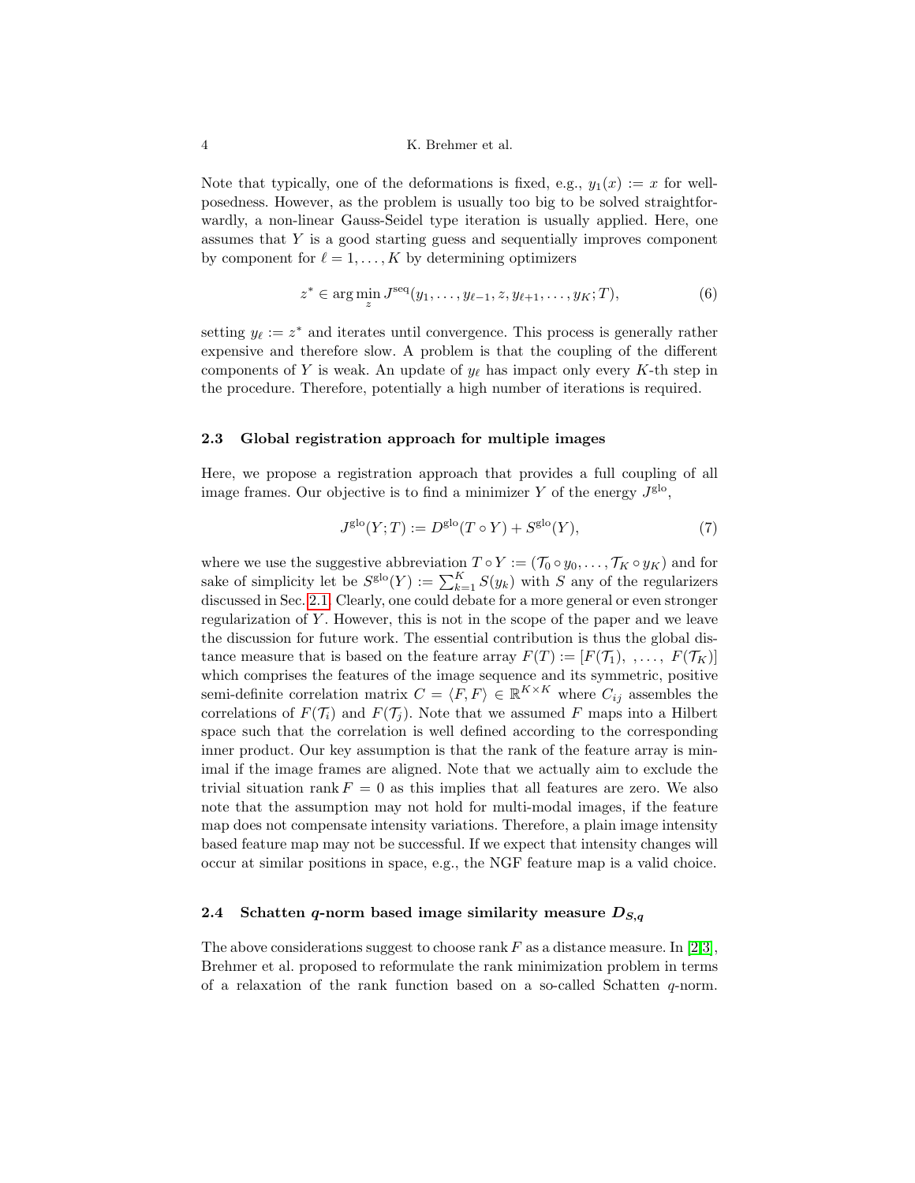Note that typically, one of the deformations is fixed, e.g., $y_1(x) := x$ for well-posedness. However, as the problem is usually too big to be solved straightforwardly, a non-linear Gauss-Seidel type iteration is usually applied. Here, one assumes that $Y$ is a good starting guess and sequentially improves component by component for $\ell = 1, \ldots, K$ by determining optimizers

$$z^* \in \arg\min_z J^{\mathrm{seq}}(y_1, \ldots, y_{\ell-1}, z, y_{\ell+1}, \ldots, y_K; T), \tag{6}$$

setting $y_\ell := z^*$ and iterates until convergence. This process is generally rather expensive and therefore slow. A problem is that the coupling of the different components of $Y$ is weak. An update of $y_\ell$ has impact only every $K$-th step in the procedure. Therefore, potentially a high number of iterations is required.

### 2.3 Global registration approach for multiple images

Here, we propose a registration approach that provides a full coupling of all image frames. Our objective is to find a minimizer $Y$ of the energy $J^{\mathrm{glo}}$,

$$J^{\mathrm{glo}}(Y; T) := D^{\mathrm{glo}}(T \circ Y) + S^{\mathrm{glo}}(Y), \tag{7}$$

where we use the suggestive abbreviation $T \circ Y := (\mathcal{T}_0 \circ y_0, \ldots, \mathcal{T}_K \circ y_K)$ and for sake of simplicity let be $S^{\mathrm{glo}}(Y) := \sum_{k=1}^{K} S(y_k)$ with $S$ any of the regularizers discussed in Sec. 2.1. Clearly, one could debate for a more general or even stronger regularization of $Y$. However, this is not in the scope of the paper and we leave the discussion for future work. The essential contribution is thus the global distance measure that is based on the feature array $F(T) := [F(\mathcal{T}_1), \ \ldots, \ F(\mathcal{T}_K)]$ which comprises the features of the image sequence and its symmetric, positive semi-definite correlation matrix $C = \langle F, F \rangle \in \mathbb{R}^{K \times K}$ where $C_{ij}$ assembles the correlations of $F(\mathcal{T}_i)$ and $F(\mathcal{T}_j)$. Note that we assumed $F$ maps into a Hilbert space such that the correlation is well defined according to the corresponding inner product. Our key assumption is that the rank of the feature array is minimal if the image frames are aligned. Note that we actually aim to exclude the trivial situation $\operatorname{rank} F = 0$ as this implies that all features are zero. We also note that the assumption may not hold for multi-modal images, if the feature map does not compensate intensity variations. Therefore, a plain image intensity based feature map may not be successful. If we expect that intensity changes will occur at similar positions in space, e.g., the NGF feature map is a valid choice.

### 2.4 Schatten $q$-norm based image similarity measure $D_{S,q}$

The above considerations suggest to choose $\operatorname{rank} F$ as a distance measure. In [2,3], Brehmer et al. proposed to reformulate the rank minimization problem in terms of a relaxation of the rank function based on a so-called Schatten $q$-norm.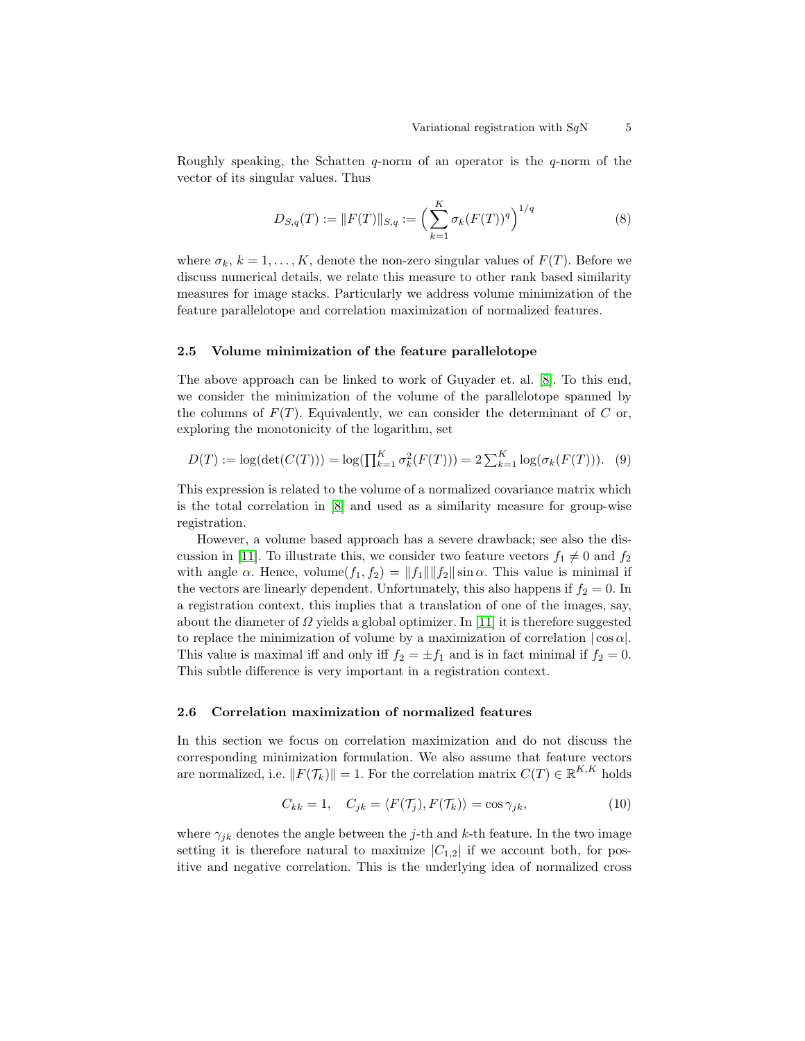Roughly speaking, the Schatten $q$-norm of an operator is the $q$-norm of the vector of its singular values. Thus

$$D_{S,q}(T) := \|F(T)\|_{S,q} := \Big(\sum_{k=1}^{K} \sigma_k(F(T))^q\Big)^{1/q} \tag{8}$$

where $\sigma_k$, $k = 1, \ldots, K$, denote the non-zero singular values of $F(T)$. Before we discuss numerical details, we relate this measure to other rank based similarity measures for image stacks. Particularly we address volume minimization of the feature parallelotope and correlation maximization of normalized features.

### 2.5 Volume minimization of the feature parallelotope

The above approach can be linked to work of Guyader et. al. [8]. To this end, we consider the minimization of the volume of the parallelotope spanned by the columns of $F(T)$. Equivalently, we can consider the determinant of $C$ or, exploring the monotonicity of the logarithm, set

$$D(T) := \log(\det(C(T))) = \log(\textstyle\prod_{k=1}^{K} \sigma_k^2(F(T))) = 2\sum_{k=1}^{K} \log(\sigma_k(F(T))). \tag{9}$$

This expression is related to the volume of a normalized covariance matrix which is the total correlation in [8] and used as a similarity measure for group-wise registration.

However, a volume based approach has a severe drawback; see also the discussion in [11]. To illustrate this, we consider two feature vectors $f_1 \neq 0$ and $f_2$ with angle $\alpha$. Hence, $\text{volume}(f_1, f_2) = \|f_1\|\|f_2\| \sin\alpha$. This value is minimal if the vectors are linearly dependent. Unfortunately, this also happens if $f_2 = 0$. In a registration context, this implies that a translation of one of the images, say, about the diameter of $\Omega$ yields a global optimizer. In [11] it is therefore suggested to replace the minimization of volume by a maximization of correlation $|\cos\alpha|$. This value is maximal iff and only iff $f_2 = \pm f_1$ and is in fact minimal if $f_2 = 0$. This subtle difference is very important in a registration context.

### 2.6 Correlation maximization of normalized features

In this section we focus on correlation maximization and do not discuss the corresponding minimization formulation. We also assume that feature vectors are normalized, i.e. $\|F(\mathcal{T}_k)\| = 1$. For the correlation matrix $C(T) \in \mathbb{R}^{K,K}$ holds

$$C_{kk} = 1, \quad C_{jk} = \langle F(\mathcal{T}_j), F(\mathcal{T}_k)\rangle = \cos\gamma_{jk}, \tag{10}$$

where $\gamma_{jk}$ denotes the angle between the $j$-th and $k$-th feature. In the two image setting it is therefore natural to maximize $|C_{1,2}|$ if we account both, for positive and negative correlation. This is the underlying idea of normalized cross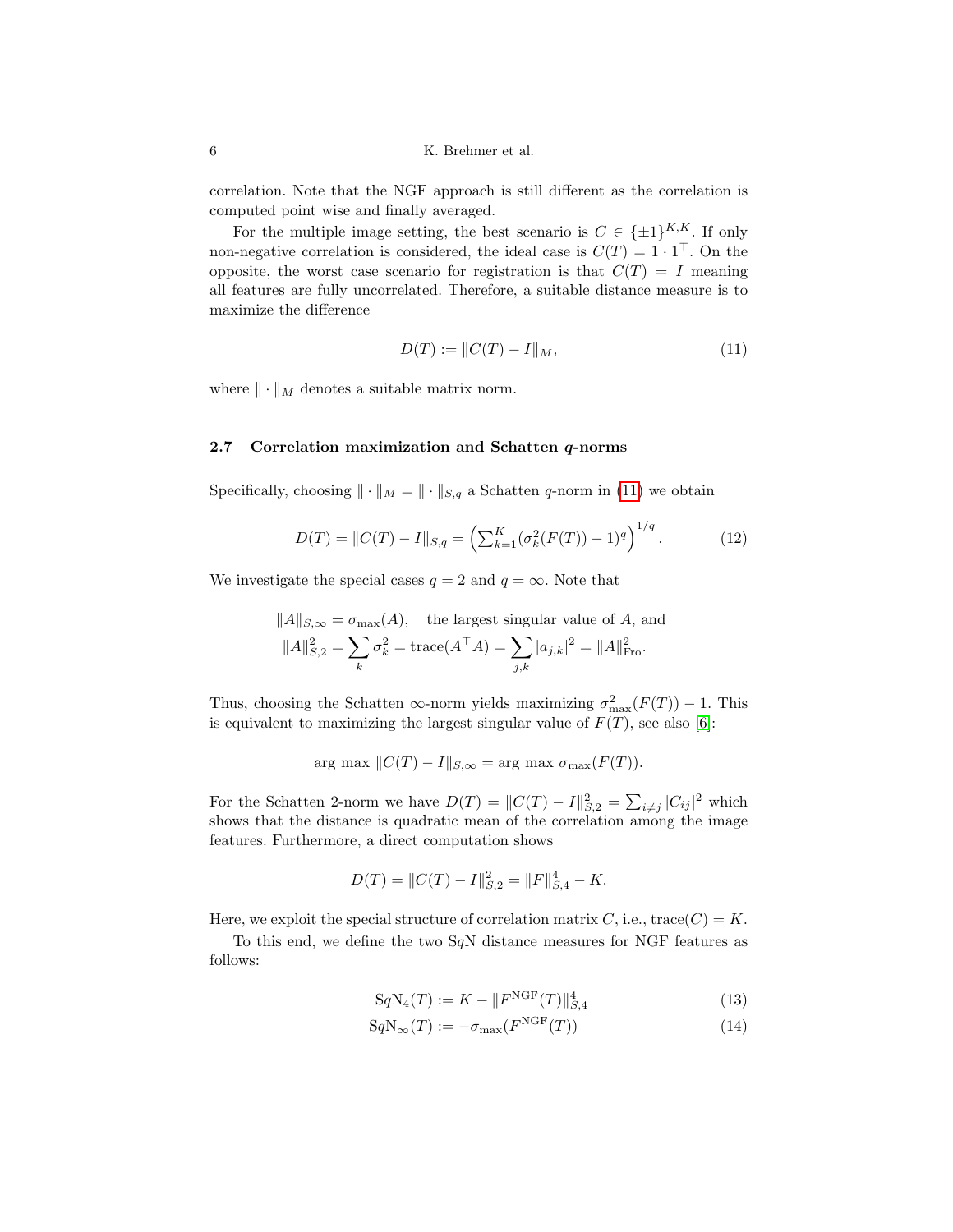correlation. Note that the NGF approach is still different as the correlation is computed point wise and finally averaged.

For the multiple image setting, the best scenario is $C \in \{\pm 1\}^{K,K}$. If only non-negative correlation is considered, the ideal case is $C(T) = 1 \cdot 1^\top$. On the opposite, the worst case scenario for registration is that $C(T) = I$ meaning all features are fully uncorrelated. Therefore, a suitable distance measure is to maximize the difference

$$D(T) := \|C(T) - I\|_M, \tag{11}$$

where $\|\cdot\|_M$ denotes a suitable matrix norm.

### 2.7 Correlation maximization and Schatten $q$-norms

Specifically, choosing $\|\cdot\|_M = \|\cdot\|_{S,q}$ a Schatten $q$-norm in (11) we obtain

$$D(T) = \|C(T) - I\|_{S,q} = \left(\textstyle\sum_{k=1}^{K} (\sigma_k^2(F(T)) - 1)^q\right)^{1/q}. \tag{12}$$

We investigate the special cases $q = 2$ and $q = \infty$. Note that

$$\|A\|_{S,\infty} = \sigma_{\max}(A), \quad \text{the largest singular value of } A \text{, and}$$
$$\|A\|_{S,2}^2 = \sum_k \sigma_k^2 = \operatorname{trace}(A^\top A) = \sum_{j,k} |a_{j,k}|^2 = \|A\|_{\text{Fro}}^2.$$

Thus, choosing the Schatten $\infty$-norm yields maximizing $\sigma_{\max}^2(F(T)) - 1$. This is equivalent to maximizing the largest singular value of $F(T)$, see also [6]:

$$\arg\max \|C(T) - I\|_{S,\infty} = \arg\max \sigma_{\max}(F(T)).$$

For the Schatten 2-norm we have $D(T) = \|C(T) - I\|_{S,2}^2 = \sum_{i \neq j} |C_{ij}|^2$ which shows that the distance is quadratic mean of the correlation among the image features. Furthermore, a direct computation shows

$$D(T) = \|C(T) - I\|_{S,2}^2 = \|F\|_{S,4}^4 - K.$$

Here, we exploit the special structure of correlation matrix $C$, i.e., $\operatorname{trace}(C) = K$.

To this end, we define the two S$q$N distance measures for NGF features as follows:

$$\text{S}q\text{N}_4(T) := K - \|F^{\text{NGF}}(T)\|_{S,4}^4 \tag{13}$$

$$\text{S}q\text{N}_\infty(T) := -\sigma_{\max}(F^{\text{NGF}}(T)) \tag{14}$$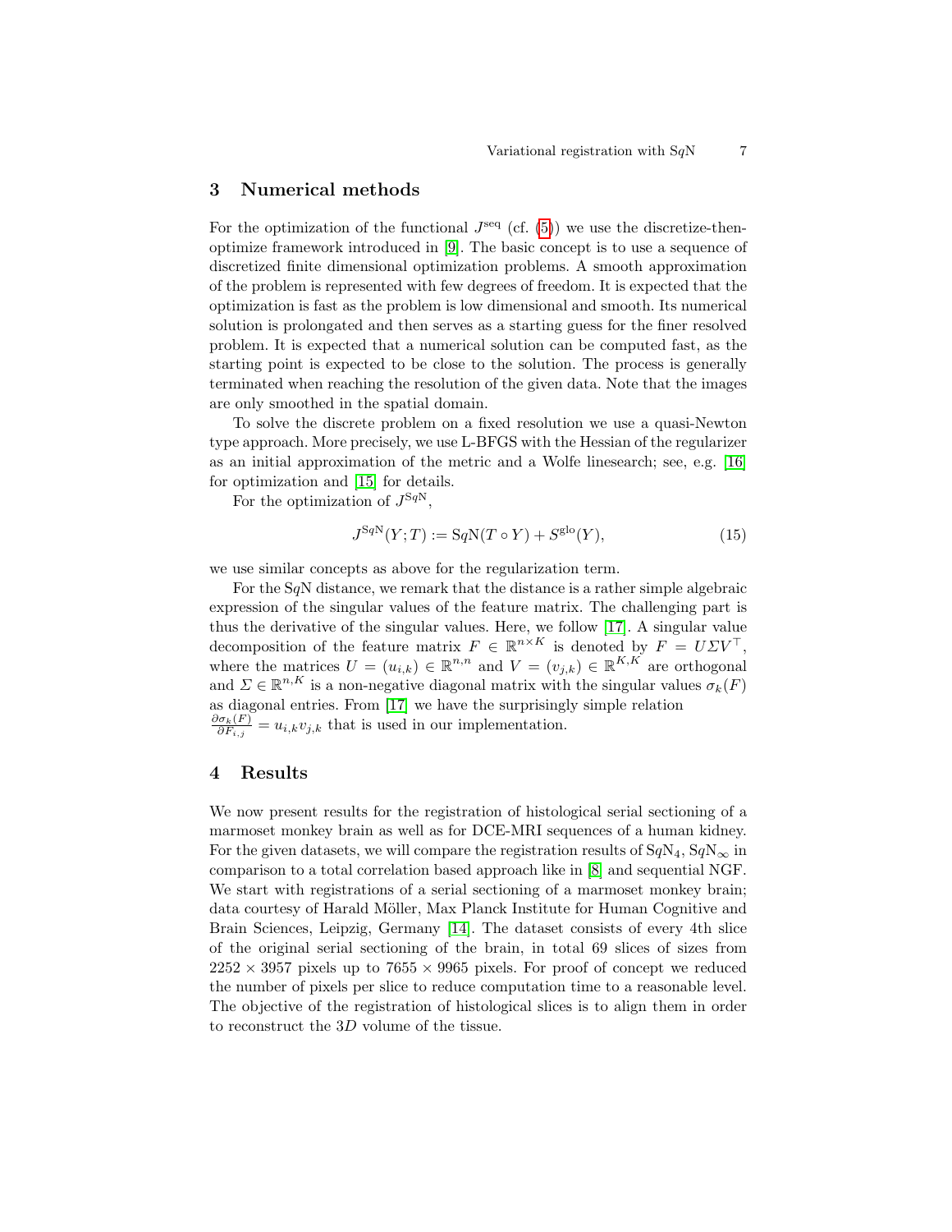## 3 Numerical methods

For the optimization of the functional $J^{\text{seq}}$ (cf. (5)) we use the discretize-then-optimize framework introduced in [9]. The basic concept is to use a sequence of discretized finite dimensional optimization problems. A smooth approximation of the problem is represented with few degrees of freedom. It is expected that the optimization is fast as the problem is low dimensional and smooth. Its numerical solution is prolongated and then serves as a starting guess for the finer resolved problem. It is expected that a numerical solution can be computed fast, as the starting point is expected to be close to the solution. The process is generally terminated when reaching the resolution of the given data. Note that the images are only smoothed in the spatial domain.

To solve the discrete problem on a fixed resolution we use a quasi-Newton type approach. More precisely, we use L-BFGS with the Hessian of the regularizer as an initial approximation of the metric and a Wolfe linesearch; see, e.g. [16] for optimization and [15] for details.

For the optimization of $J^{\text{SqN}}$,

$$J^{\text{SqN}}(Y;T) := \text{SqN}(T \circ Y) + S^{\text{glo}}(Y), \tag{15}$$

we use similar concepts as above for the regularization term.

For the SqN distance, we remark that the distance is a rather simple algebraic expression of the singular values of the feature matrix. The challenging part is thus the derivative of the singular values. Here, we follow [17]. A singular value decomposition of the feature matrix $F \in \mathbb{R}^{n \times K}$ is denoted by $F = U\Sigma V^\top$, where the matrices $U = (u_{i,k}) \in \mathbb{R}^{n,n}$ and $V = (v_{j,k}) \in \mathbb{R}^{K,K}$ are orthogonal and $\Sigma \in \mathbb{R}^{n,K}$ is a non-negative diagonal matrix with the singular values $\sigma_k(F)$ as diagonal entries. From [17] we have the surprisingly simple relation $\frac{\partial \sigma_k(F)}{\partial F_{i,j}} = u_{i,k} v_{j,k}$ that is used in our implementation.

## 4 Results

We now present results for the registration of histological serial sectioning of a marmoset monkey brain as well as for DCE-MRI sequences of a human kidney. For the given datasets, we will compare the registration results of $\text{SqN}_4$, $\text{SqN}_\infty$ in comparison to a total correlation based approach like in [8] and sequential NGF. We start with registrations of a serial sectioning of a marmoset monkey brain; data courtesy of Harald Möller, Max Planck Institute for Human Cognitive and Brain Sciences, Leipzig, Germany [14]. The dataset consists of every 4th slice of the original serial sectioning of the brain, in total 69 slices of sizes from $2252 \times 3957$ pixels up to $7655 \times 9965$ pixels. For proof of concept we reduced the number of pixels per slice to reduce computation time to a reasonable level. The objective of the registration of histological slices is to align them in order to reconstruct the $3D$ volume of the tissue.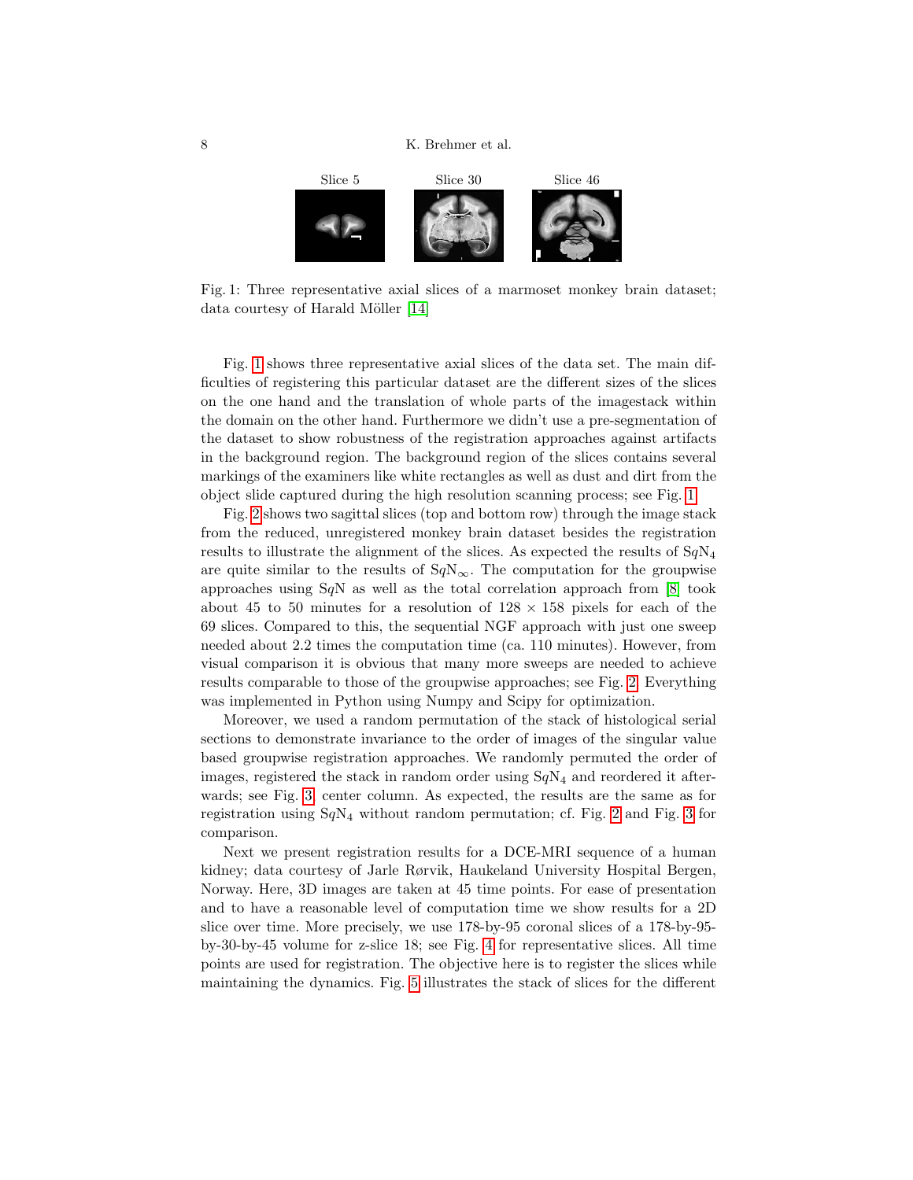Slice 5 Slice 30 Slice 46

Fig. 1: Three representative axial slices of a marmoset monkey brain dataset; data courtesy of Harald Möller [14]

Fig. 1 shows three representative axial slices of the data set. The main difficulties of registering this particular dataset are the different sizes of the slices on the one hand and the translation of whole parts of the imagestack within the domain on the other hand. Furthermore we didn't use a pre-segmentation of the dataset to show robustness of the registration approaches against artifacts in the background region. The background region of the slices contains several markings of the examiners like white rectangles as well as dust and dirt from the object slide captured during the high resolution scanning process; see Fig. 1.

Fig. 2 shows two sagittal slices (top and bottom row) through the image stack from the reduced, unregistered monkey brain dataset besides the registration results to illustrate the alignment of the slices. As expected the results of $\mathrm{S}q\mathrm{N}_4$ are quite similar to the results of $\mathrm{S}q\mathrm{N}_\infty$. The computation for the groupwise approaches using $\mathrm{S}q\mathrm{N}$ as well as the total correlation approach from [8] took about 45 to 50 minutes for a resolution of $128 \times 158$ pixels for each of the 69 slices. Compared to this, the sequential NGF approach with just one sweep needed about 2.2 times the computation time (ca. 110 minutes). However, from visual comparison it is obvious that many more sweeps are needed to achieve results comparable to those of the groupwise approaches; see Fig. 2. Everything was implemented in Python using Numpy and Scipy for optimization.

Moreover, we used a random permutation of the stack of histological serial sections to demonstrate invariance to the order of images of the singular value based groupwise registration approaches. We randomly permuted the order of images, registered the stack in random order using $\mathrm{S}q\mathrm{N}_4$ and reordered it afterwards; see Fig. 3, center column. As expected, the results are the same as for registration using $\mathrm{S}q\mathrm{N}_4$ without random permutation; cf. Fig. 2 and Fig. 3 for comparison.

Next we present registration results for a DCE-MRI sequence of a human kidney; data courtesy of Jarle Rørvik, Haukeland University Hospital Bergen, Norway. Here, 3D images are taken at 45 time points. For ease of presentation and to have a reasonable level of computation time we show results for a 2D slice over time. More precisely, we use 178-by-95 coronal slices of a 178-by-95-by-30-by-45 volume for z-slice 18; see Fig. 4 for representative slices. All time points are used for registration. The objective here is to register the slices while maintaining the dynamics. Fig. 5 illustrates the stack of slices for the different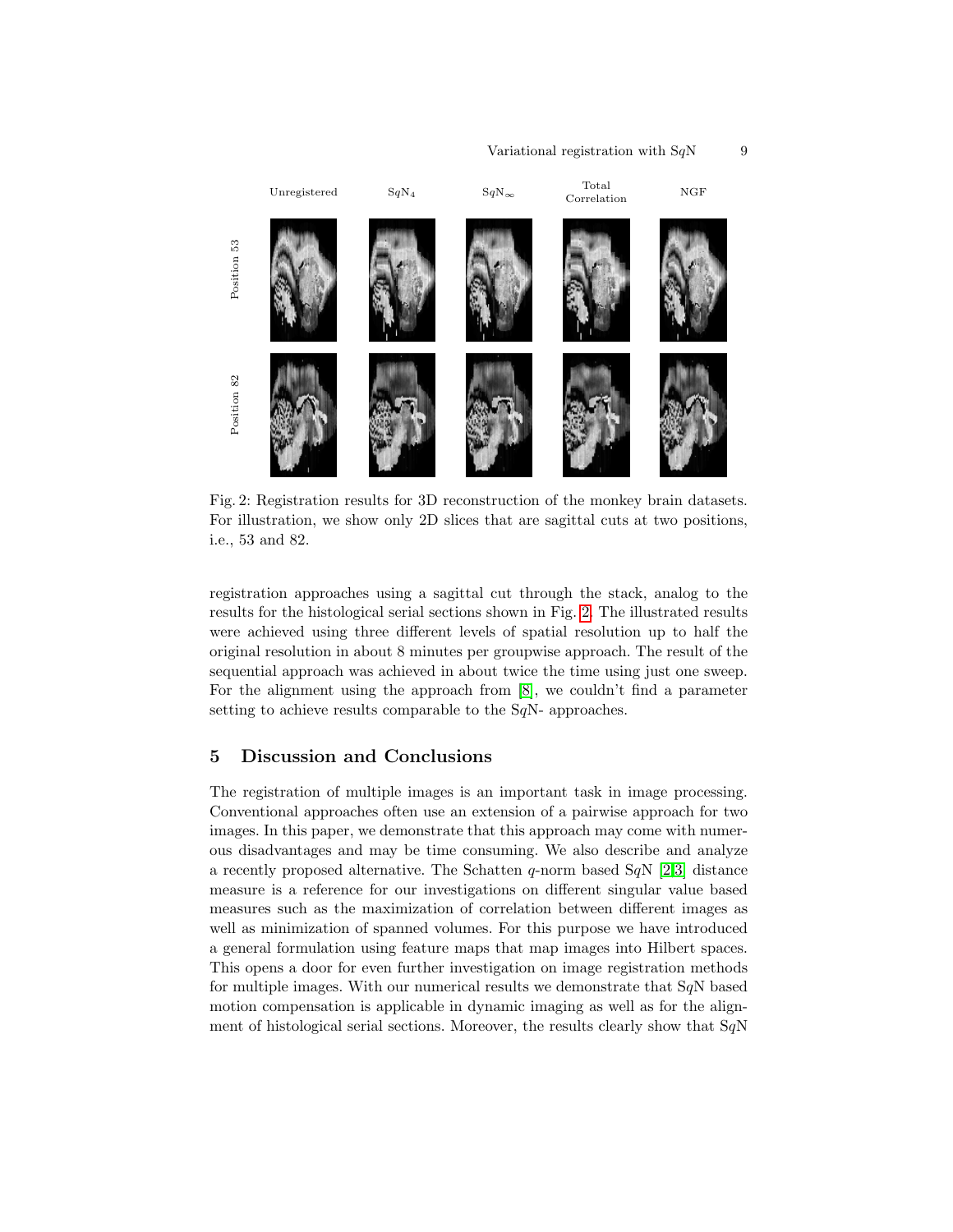Unregistered

$SqN_4$

$SqN_\infty$

Total Correlation

NGF

Position 53

Position 82

Fig. 2: Registration results for 3D reconstruction of the monkey brain datasets. For illustration, we show only 2D slices that are sagittal cuts at two positions, i.e., 53 and 82.

registration approaches using a sagittal cut through the stack, analog to the results for the histological serial sections shown in Fig. 2. The illustrated results were achieved using three different levels of spatial resolution up to half the original resolution in about 8 minutes per groupwise approach. The result of the sequential approach was achieved in about twice the time using just one sweep. For the alignment using the approach from [8], we couldn't find a parameter setting to achieve results comparable to the S$q$N- approaches.

## 5 Discussion and Conclusions

The registration of multiple images is an important task in image processing. Conventional approaches often use an extension of a pairwise approach for two images. In this paper, we demonstrate that this approach may come with numerous disadvantages and may be time consuming. We also describe and analyze a recently proposed alternative. The Schatten $q$-norm based S$q$N [2,3] distance measure is a reference for our investigations on different singular value based measures such as the maximization of correlation between different images as well as minimization of spanned volumes. For this purpose we have introduced a general formulation using feature maps that map images into Hilbert spaces. This opens a door for even further investigation on image registration methods for multiple images. With our numerical results we demonstrate that S$q$N based motion compensation is applicable in dynamic imaging as well as for the alignment of histological serial sections. Moreover, the results clearly show that S$q$N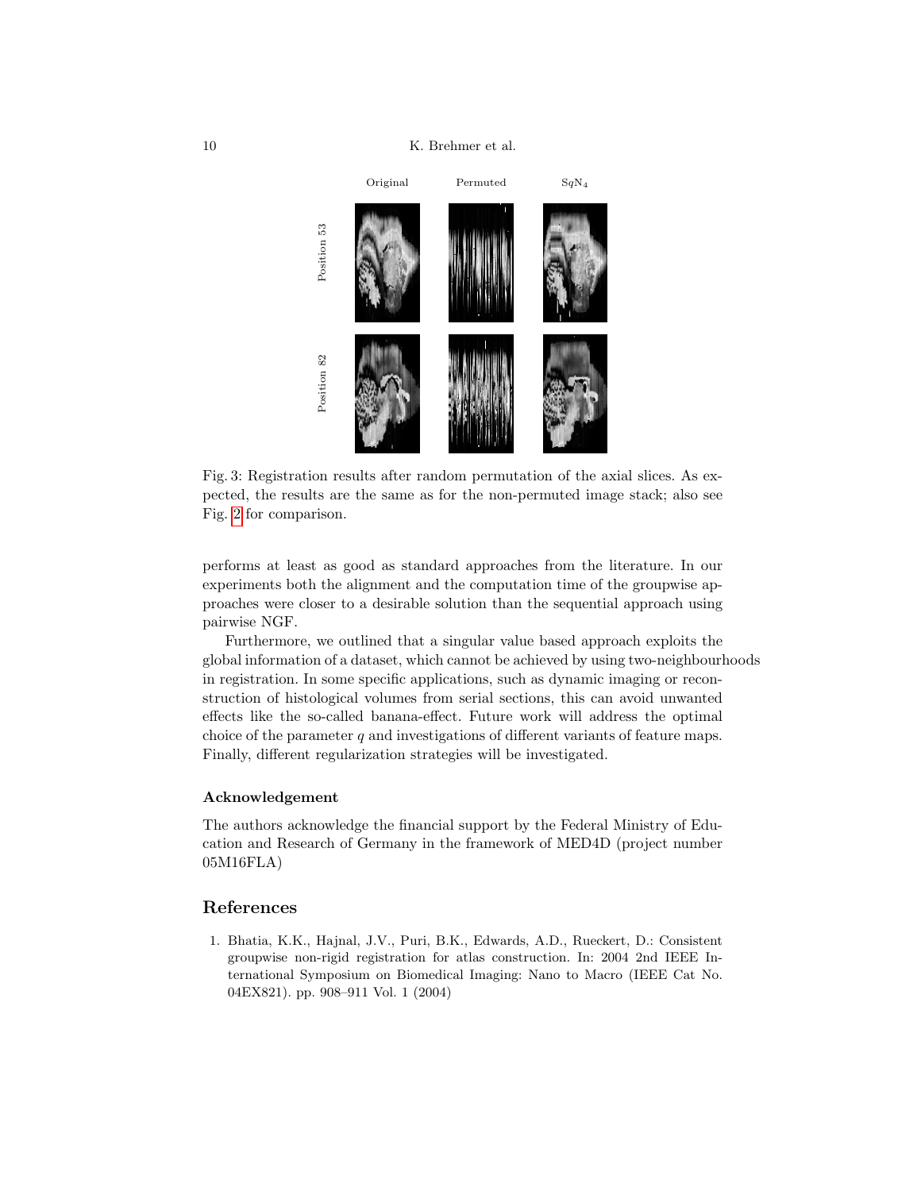Original

Permuted

$SqN_4$

Position 53

Position 82

Fig. 3: Registration results after random permutation of the axial slices. As expected, the results are the same as for the non-permuted image stack; also see Fig. 2 for comparison.

performs at least as good as standard approaches from the literature. In our experiments both the alignment and the computation time of the groupwise approaches were closer to a desirable solution than the sequential approach using pairwise NGF.

Furthermore, we outlined that a singular value based approach exploits the global information of a dataset, which cannot be achieved by using two-neighbourhoods in registration. In some specific applications, such as dynamic imaging or reconstruction of histological volumes from serial sections, this can avoid unwanted effects like the so-called banana-effect. Future work will address the optimal choice of the parameter $q$ and investigations of different variants of feature maps. Finally, different regularization strategies will be investigated.

### Acknowledgement

The authors acknowledge the financial support by the Federal Ministry of Education and Research of Germany in the framework of MED4D (project number 05M16FLA)

## References

1. Bhatia, K.K., Hajnal, J.V., Puri, B.K., Edwards, A.D., Rueckert, D.: Consistent groupwise non-rigid registration for atlas construction. In: 2004 2nd IEEE International Symposium on Biomedical Imaging: Nano to Macro (IEEE Cat No. 04EX821). pp. 908–911 Vol. 1 (2004)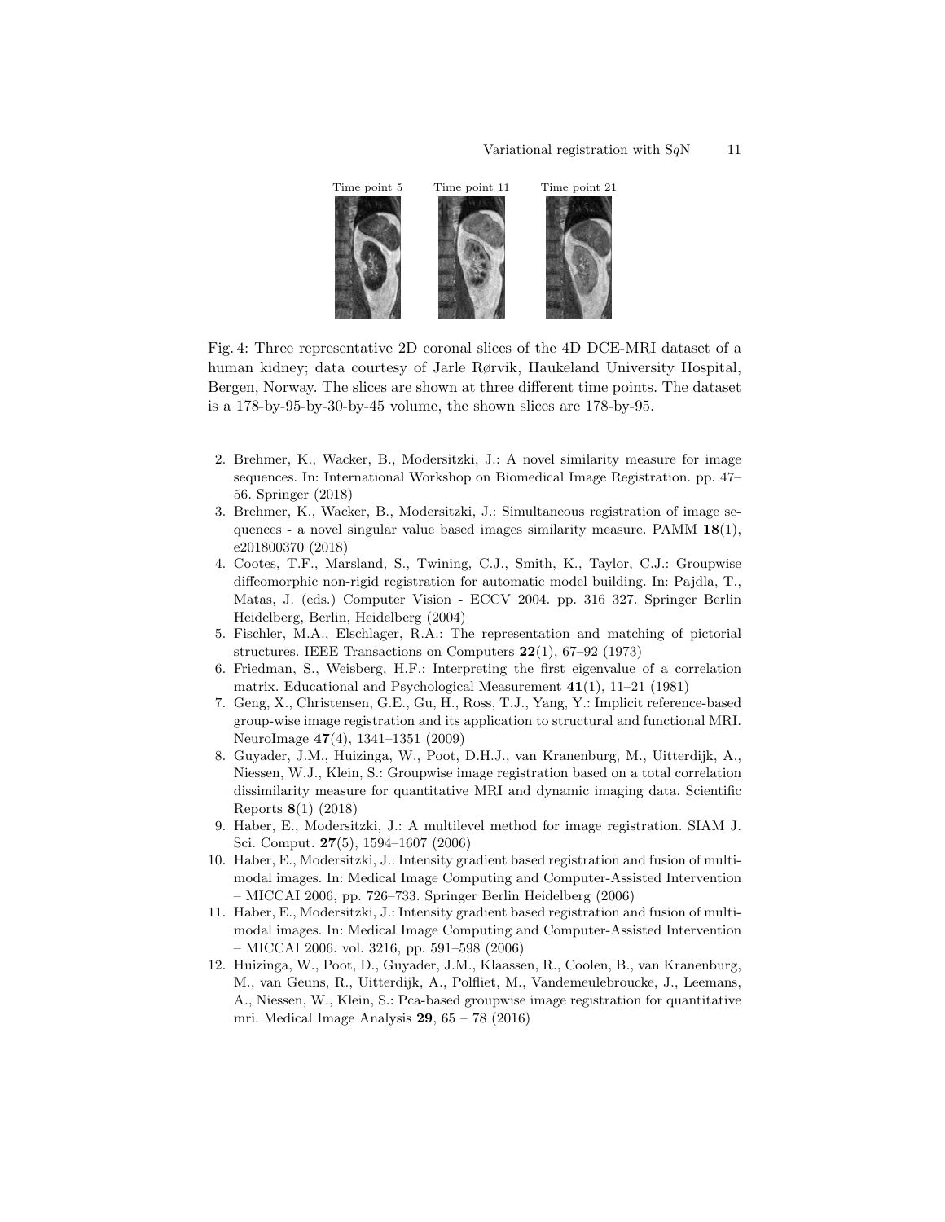Time point 5

Time point 11

Time point 21

Fig. 4: Three representative 2D coronal slices of the 4D DCE-MRI dataset of a human kidney; data courtesy of Jarle Rørvik, Haukeland University Hospital, Bergen, Norway. The slices are shown at three different time points. The dataset is a 178-by-95-by-30-by-45 volume, the shown slices are 178-by-95.

2. Brehmer, K., Wacker, B., Modersitzki, J.: A novel similarity measure for image sequences. In: International Workshop on Biomedical Image Registration. pp. 47–56. Springer (2018)
3. Brehmer, K., Wacker, B., Modersitzki, J.: Simultaneous registration of image sequences - a novel singular value based images similarity measure. PAMM **18**(1), e201800370 (2018)
4. Cootes, T.F., Marsland, S., Twining, C.J., Smith, K., Taylor, C.J.: Groupwise diffeomorphic non-rigid registration for automatic model building. In: Pajdla, T., Matas, J. (eds.) Computer Vision - ECCV 2004. pp. 316–327. Springer Berlin Heidelberg, Berlin, Heidelberg (2004)
5. Fischler, M.A., Elschlager, R.A.: The representation and matching of pictorial structures. IEEE Transactions on Computers **22**(1), 67–92 (1973)
6. Friedman, S., Weisberg, H.F.: Interpreting the first eigenvalue of a correlation matrix. Educational and Psychological Measurement **41**(1), 11–21 (1981)
7. Geng, X., Christensen, G.E., Gu, H., Ross, T.J., Yang, Y.: Implicit reference-based group-wise image registration and its application to structural and functional MRI. NeuroImage **47**(4), 1341–1351 (2009)
8. Guyader, J.M., Huizinga, W., Poot, D.H.J., van Kranenburg, M., Uitterdijk, A., Niessen, W.J., Klein, S.: Groupwise image registration based on a total correlation dissimilarity measure for quantitative MRI and dynamic imaging data. Scientific Reports **8**(1) (2018)
9. Haber, E., Modersitzki, J.: A multilevel method for image registration. SIAM J. Sci. Comput. **27**(5), 1594–1607 (2006)
10. Haber, E., Modersitzki, J.: Intensity gradient based registration and fusion of multi-modal images. In: Medical Image Computing and Computer-Assisted Intervention – MICCAI 2006, pp. 726–733. Springer Berlin Heidelberg (2006)
11. Haber, E., Modersitzki, J.: Intensity gradient based registration and fusion of multi-modal images. In: Medical Image Computing and Computer-Assisted Intervention – MICCAI 2006. vol. 3216, pp. 591–598 (2006)
12. Huizinga, W., Poot, D., Guyader, J.M., Klaassen, R., Coolen, B., van Kranenburg, M., van Geuns, R., Uitterdijk, A., Polfliet, M., Vandemeulebroucke, J., Leemans, A., Niessen, W., Klein, S.: Pca-based groupwise image registration for quantitative mri. Medical Image Analysis **29**, 65 – 78 (2016)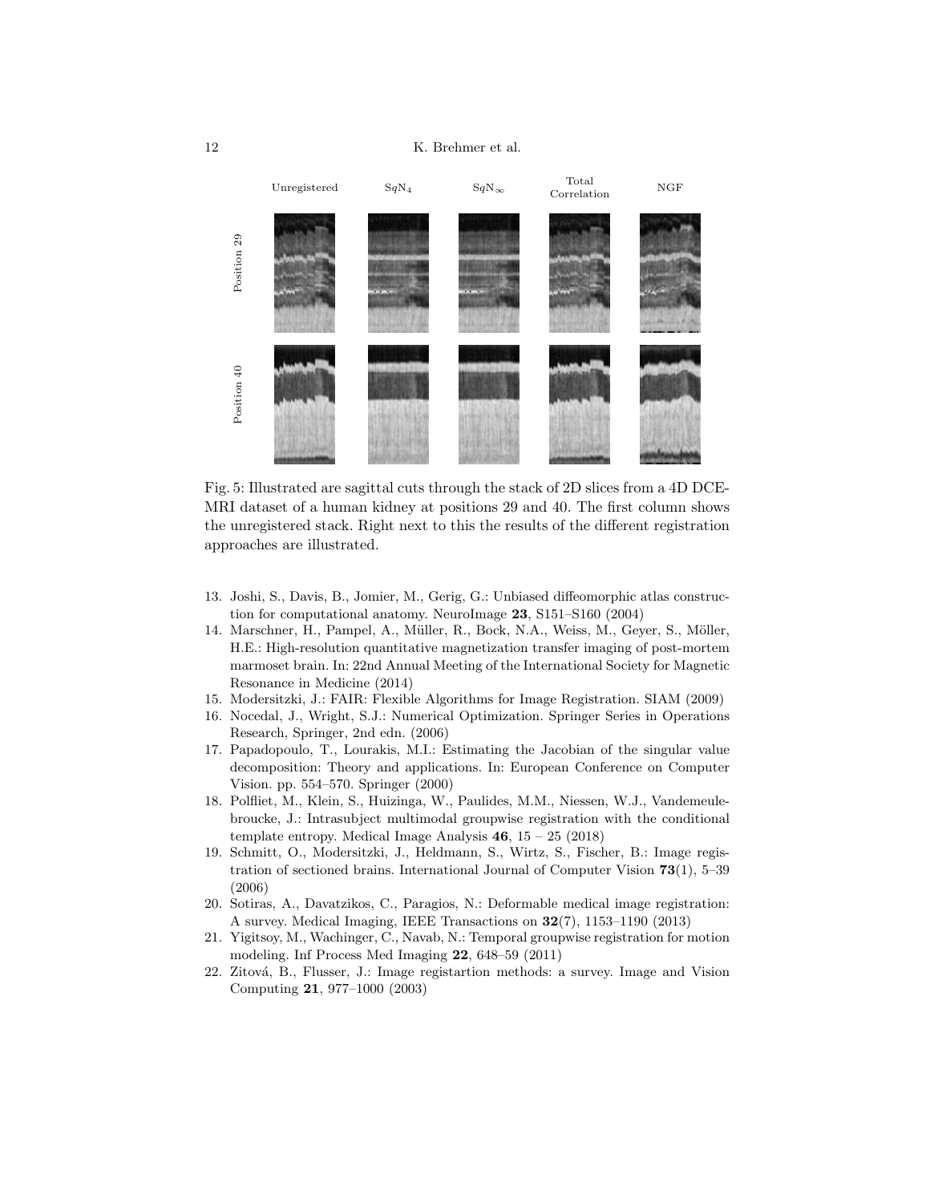Unregistered

$Sq\text{N}_4$

$Sq\text{N}_\infty$

Total Correlation

NGF

Position 29

Position 40

Fig. 5: Illustrated are sagittal cuts through the stack of 2D slices from a 4D DCE-MRI dataset of a human kidney at positions 29 and 40. The first column shows the unregistered stack. Right next to this the results of the different registration approaches are illustrated.

13. Joshi, S., Davis, B., Jomier, M., Gerig, G.: Unbiased diffeomorphic atlas construction for computational anatomy. NeuroImage **23**, S151–S160 (2004)
14. Marschner, H., Pampel, A., Müller, R., Bock, N.A., Weiss, M., Geyer, S., Möller, H.E.: High-resolution quantitative magnetization transfer imaging of post-mortem marmoset brain. In: 22nd Annual Meeting of the International Society for Magnetic Resonance in Medicine (2014)
15. Modersitzki, J.: FAIR: Flexible Algorithms for Image Registration. SIAM (2009)
16. Nocedal, J., Wright, S.J.: Numerical Optimization. Springer Series in Operations Research, Springer, 2nd edn. (2006)
17. Papadopoulo, T., Lourakis, M.I.: Estimating the Jacobian of the singular value decomposition: Theory and applications. In: European Conference on Computer Vision. pp. 554–570. Springer (2000)
18. Polfliet, M., Klein, S., Huizinga, W., Paulides, M.M., Niessen, W.J., Vandemeulebroucke, J.: Intrasubject multimodal groupwise registration with the conditional template entropy. Medical Image Analysis **46**, 15 – 25 (2018)
19. Schmitt, O., Modersitzki, J., Heldmann, S., Wirtz, S., Fischer, B.: Image registration of sectioned brains. International Journal of Computer Vision **73**(1), 5–39 (2006)
20. Sotiras, A., Davatzikos, C., Paragios, N.: Deformable medical image registration: A survey. Medical Imaging, IEEE Transactions on **32**(7), 1153–1190 (2013)
21. Yigitsoy, M., Wachinger, C., Navab, N.: Temporal groupwise registration for motion modeling. Inf Process Med Imaging **22**, 648–59 (2011)
22. Zitová, B., Flusser, J.: Image registartion methods: a survey. Image and Vision Computing **21**, 977–1000 (2003)